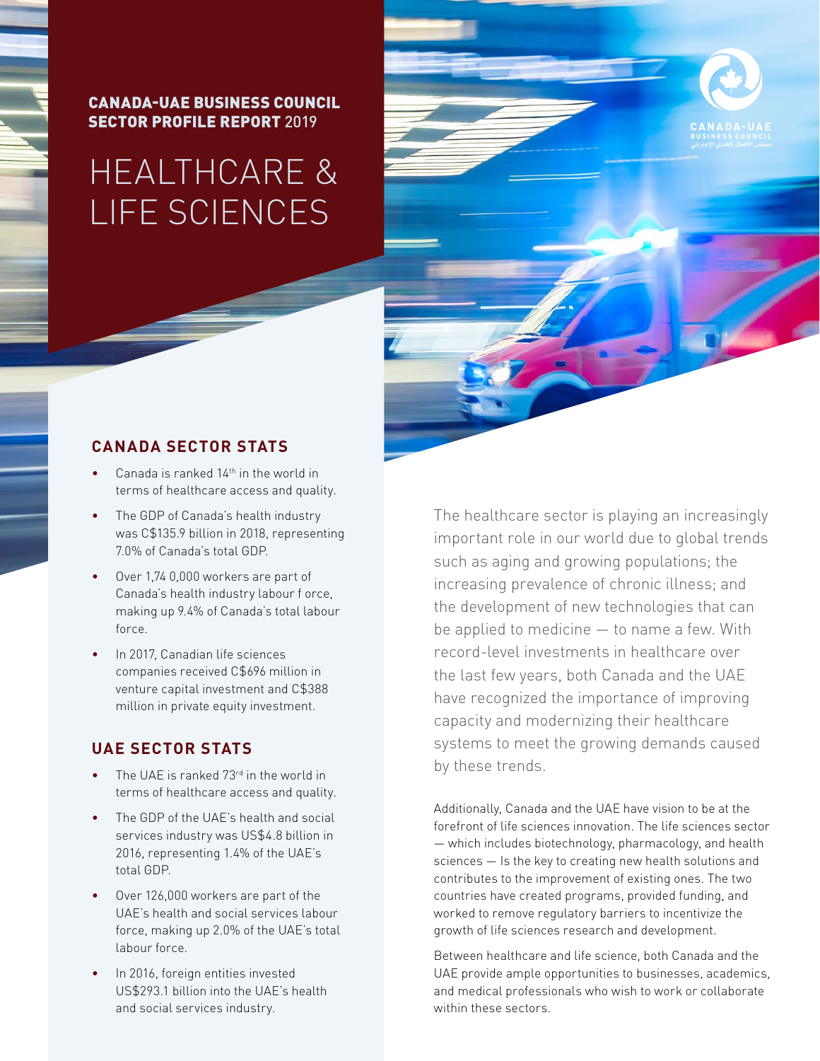**CANADA-UAE BUSINESS COUNCIL**
**SECTOR PROFILE REPORT** 2019

# HEALTHCARE & LIFE SCIENCES

## CANADA SECTOR STATS

- Canada is ranked 14th in the world in terms of healthcare access and quality.
- The GDP of Canada's health industry was C$135.9 billion in 2018, representing 7.0% of Canada's total GDP.
- Over 1,74 0,000 workers are part of Canada's health industry labour f orce, making up 9.4% of Canada's total labour force.
- In 2017, Canadian life sciences companies received C$696 million in venture capital investment and C$388 million in private equity investment.

## UAE SECTOR STATS

- The UAE is ranked 73rd in the world in terms of healthcare access and quality.
- The GDP of the UAE's health and social services industry was US$4.8 billion in 2016, representing 1.4% of the UAE's total GDP.
- Over 126,000 workers are part of the UAE's health and social services labour force, making up 2.0% of the UAE's total labour force.
- In 2016, foreign entities invested US$293.1 billion into the UAE's health and social services industry.

The healthcare sector is playing an increasingly important role in our world due to global trends such as aging and growing populations; the increasing prevalence of chronic illness; and the development of new technologies that can be applied to medicine — to name a few. With record-level investments in healthcare over the last few years, both Canada and the UAE have recognized the importance of improving capacity and modernizing their healthcare systems to meet the growing demands caused by these trends.

Additionally, Canada and the UAE have vision to be at the forefront of life sciences innovation. The life sciences sector — which includes biotechnology, pharmacology, and health sciences — Is the key to creating new health solutions and contributes to the improvement of existing ones. The two countries have created programs, provided funding, and worked to remove regulatory barriers to incentivize the growth of life sciences research and development.

Between healthcare and life science, both Canada and the UAE provide ample opportunities to businesses, academics, and medical professionals who wish to work or collaborate within these sectors.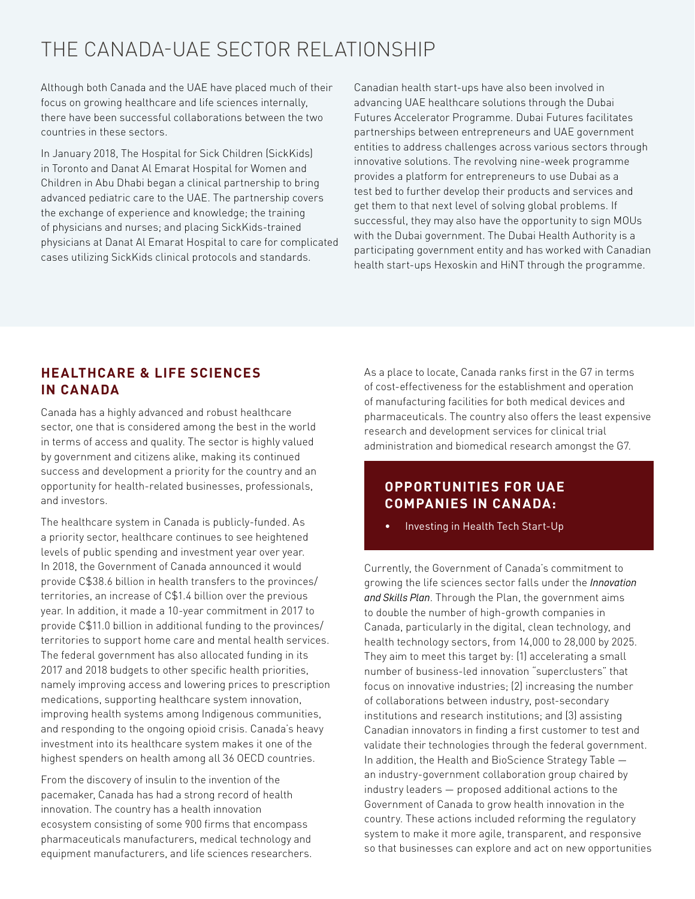# THE CANADA-UAE SECTOR RELATIONSHIP

Although both Canada and the UAE have placed much of their focus on growing healthcare and life sciences internally, there have been successful collaborations between the two countries in these sectors.

In January 2018, The Hospital for Sick Children (SickKids) in Toronto and Danat Al Emarat Hospital for Women and Children in Abu Dhabi began a clinical partnership to bring advanced pediatric care to the UAE. The partnership covers the exchange of experience and knowledge; the training of physicians and nurses; and placing SickKids-trained physicians at Danat Al Emarat Hospital to care for complicated cases utilizing SickKids clinical protocols and standards.

Canadian health start-ups have also been involved in advancing UAE healthcare solutions through the Dubai Futures Accelerator Programme. Dubai Futures facilitates partnerships between entrepreneurs and UAE government entities to address challenges across various sectors through innovative solutions. The revolving nine-week programme provides a platform for entrepreneurs to use Dubai as a test bed to further develop their products and services and get them to that next level of solving global problems. If successful, they may also have the opportunity to sign MOUs with the Dubai government. The Dubai Health Authority is a participating government entity and has worked with Canadian health start-ups Hexoskin and HiNT through the programme.

## HEALTHCARE & LIFE SCIENCES IN CANADA

Canada has a highly advanced and robust healthcare sector, one that is considered among the best in the world in terms of access and quality. The sector is highly valued by government and citizens alike, making its continued success and development a priority for the country and an opportunity for health-related businesses, professionals, and investors.

The healthcare system in Canada is publicly-funded. As a priority sector, healthcare continues to see heightened levels of public spending and investment year over year. In 2018, the Government of Canada announced it would provide C$38.6 billion in health transfers to the provinces/territories, an increase of C$1.4 billion over the previous year. In addition, it made a 10-year commitment in 2017 to provide C$11.0 billion in additional funding to the provinces/territories to support home care and mental health services. The federal government has also allocated funding in its 2017 and 2018 budgets to other specific health priorities, namely improving access and lowering prices to prescription medications, supporting healthcare system innovation, improving health systems among Indigenous communities, and responding to the ongoing opioid crisis. Canada's heavy investment into its healthcare system makes it one of the highest spenders on health among all 36 OECD countries.

From the discovery of insulin to the invention of the pacemaker, Canada has had a strong record of health innovation. The country has a health innovation ecosystem consisting of some 900 firms that encompass pharmaceuticals manufacturers, medical technology and equipment manufacturers, and life sciences researchers.

As a place to locate, Canada ranks first in the G7 in terms of cost-effectiveness for the establishment and operation of manufacturing facilities for both medical devices and pharmaceuticals. The country also offers the least expensive research and development services for clinical trial administration and biomedical research amongst the G7.

### OPPORTUNITIES FOR UAE COMPANIES IN CANADA:

- Investing in Health Tech Start-Up

Currently, the Government of Canada's commitment to growing the life sciences sector falls under the *Innovation and Skills Plan*. Through the Plan, the government aims to double the number of high-growth companies in Canada, particularly in the digital, clean technology, and health technology sectors, from 14,000 to 28,000 by 2025. They aim to meet this target by: (1) accelerating a small number of business-led innovation "superclusters" that focus on innovative industries; (2) increasing the number of collaborations between industry, post-secondary institutions and research institutions; and (3) assisting Canadian innovators in finding a first customer to test and validate their technologies through the federal government. In addition, the Health and BioScience Strategy Table — an industry-government collaboration group chaired by industry leaders — proposed additional actions to the Government of Canada to grow health innovation in the country. These actions included reforming the regulatory system to make it more agile, transparent, and responsive so that businesses can explore and act on new opportunities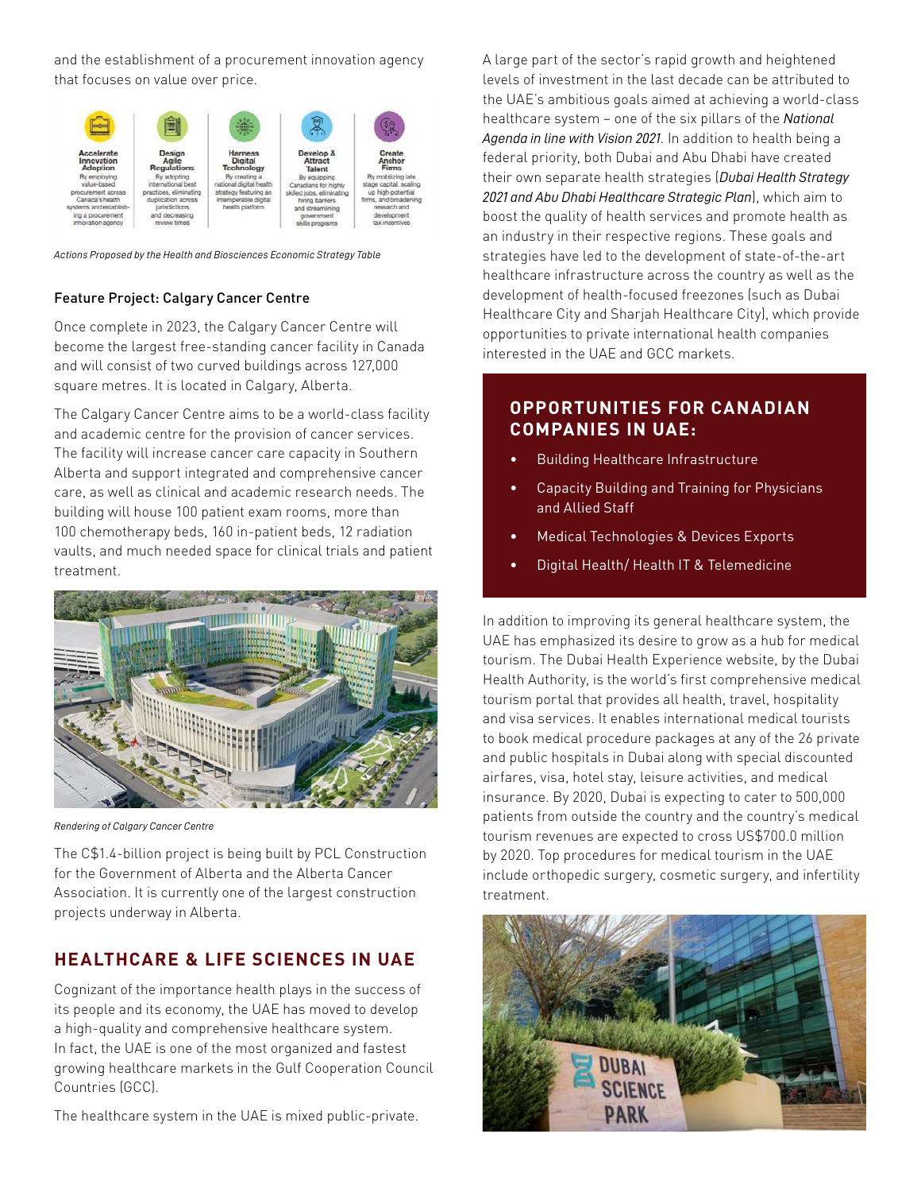and the establishment of a procurement innovation agency that focuses on value over price.

| Accelerate Innovation Adoption | Design Agile Regulations | Harness Digital Technology | Develop & Attract Talent | Create Anchor Firms |
| --- | --- | --- | --- | --- |
| By employing value-based procurement across Canada's health systems and establishing a procurement innovation agency | By adopting international best practices, eliminating duplication across jurisdictions and decreasing review times | By creating a national digital health strategy featuring an interoperable digital health platform | By equipping Canadians for highly skilled jobs, eliminating hiring barriers and streamlining government skills programs | By mobilizing late stage capital, scaling up high potential firms, and broadening research and development tax incentives |

*Actions Proposed by the Health and Biosciences Economic Strategy Table*

### Feature Project: Calgary Cancer Centre

Once complete in 2023, the Calgary Cancer Centre will become the largest free-standing cancer facility in Canada and will consist of two curved buildings across 127,000 square metres. It is located in Calgary, Alberta.

The Calgary Cancer Centre aims to be a world-class facility and academic centre for the provision of cancer services. The facility will increase cancer care capacity in Southern Alberta and support integrated and comprehensive cancer care, as well as clinical and academic research needs. The building will house 100 patient exam rooms, more than 100 chemotherapy beds, 160 in-patient beds, 12 radiation vaults, and much needed space for clinical trials and patient treatment.

*Rendering of Calgary Cancer Centre*

The C$1.4-billion project is being built by PCL Construction for the Government of Alberta and the Alberta Cancer Association. It is currently one of the largest construction projects underway in Alberta.

## HEALTHCARE & LIFE SCIENCES IN UAE

Cognizant of the importance health plays in the success of its people and its economy, the UAE has moved to develop a high-quality and comprehensive healthcare system. In fact, the UAE is one of the most organized and fastest growing healthcare markets in the Gulf Cooperation Council Countries (GCC).

The healthcare system in the UAE is mixed public-private. A large part of the sector's rapid growth and heightened levels of investment in the last decade can be attributed to the UAE's ambitious goals aimed at achieving a world-class healthcare system – one of the six pillars of the *National Agenda in line with Vision 2021*. In addition to health being a federal priority, both Dubai and Abu Dhabi have created their own separate health strategies (*Dubai Health Strategy 2021 and Abu Dhabi Healthcare Strategic Plan*), which aim to boost the quality of health services and promote health as an industry in their respective regions. These goals and strategies have led to the development of state-of-the-art healthcare infrastructure across the country as well as the development of health-focused freezones (such as Dubai Healthcare City and Sharjah Healthcare City), which provide opportunities to private international health companies interested in the UAE and GCC markets.

### OPPORTUNITIES FOR CANADIAN COMPANIES IN UAE:

- Building Healthcare Infrastructure
- Capacity Building and Training for Physicians and Allied Staff
- Medical Technologies & Devices Exports
- Digital Health/ Health IT & Telemedicine

In addition to improving its general healthcare system, the UAE has emphasized its desire to grow as a hub for medical tourism. The Dubai Health Experience website, by the Dubai Health Authority, is the world's first comprehensive medical tourism portal that provides all health, travel, hospitality and visa services. It enables international medical tourists to book medical procedure packages at any of the 26 private and public hospitals in Dubai along with special discounted airfares, visa, hotel stay, leisure activities, and medical insurance. By 2020, Dubai is expecting to cater to 500,000 patients from outside the country and the country's medical tourism revenues are expected to cross US$700.0 million by 2020. Top procedures for medical tourism in the UAE include orthopedic surgery, cosmetic surgery, and infertility treatment.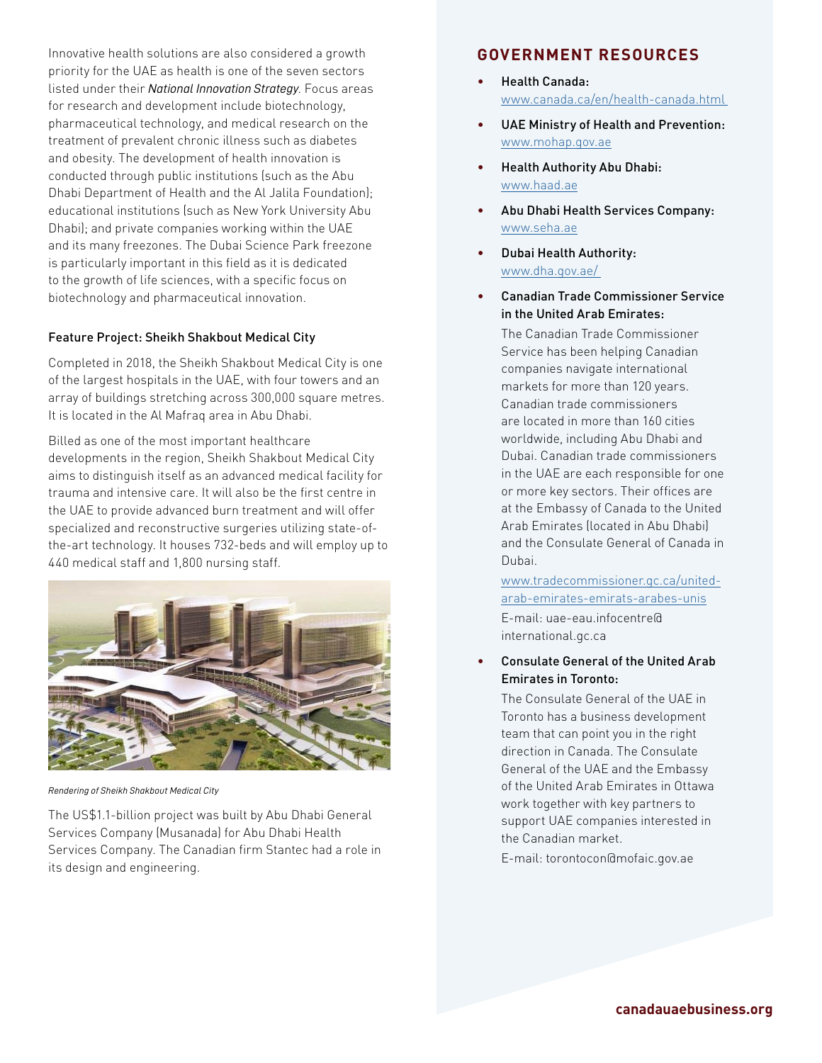Innovative health solutions are also considered a growth priority for the UAE as health is one of the seven sectors listed under their *National Innovation Strategy*. Focus areas for research and development include biotechnology, pharmaceutical technology, and medical research on the treatment of prevalent chronic illness such as diabetes and obesity. The development of health innovation is conducted through public institutions (such as the Abu Dhabi Department of Health and the Al Jalila Foundation); educational institutions (such as New York University Abu Dhabi); and private companies working within the UAE and its many freezones. The Dubai Science Park freezone is particularly important in this field as it is dedicated to the growth of life sciences, with a specific focus on biotechnology and pharmaceutical innovation.

### Feature Project: Sheikh Shakbout Medical City

Completed in 2018, the Sheikh Shakbout Medical City is one of the largest hospitals in the UAE, with four towers and an array of buildings stretching across 300,000 square metres. It is located in the Al Mafraq area in Abu Dhabi.

Billed as one of the most important healthcare developments in the region, Sheikh Shakbout Medical City aims to distinguish itself as an advanced medical facility for trauma and intensive care. It will also be the first centre in the UAE to provide advanced burn treatment and will offer specialized and reconstructive surgeries utilizing state-of-the-art technology. It houses 732-beds and will employ up to 440 medical staff and 1,800 nursing staff.

*Rendering of Sheikh Shakbout Medical City*

The US$1.1-billion project was built by Abu Dhabi General Services Company (Musanada) for Abu Dhabi Health Services Company. The Canadian firm Stantec had a role in its design and engineering.

## GOVERNMENT RESOURCES

- **Health Canada:** www.canada.ca/en/health-canada.html
- **UAE Ministry of Health and Prevention:** www.mohap.gov.ae
- **Health Authority Abu Dhabi:** www.haad.ae
- **Abu Dhabi Health Services Company:** www.seha.ae
- **Dubai Health Authority:** www.dha.gov.ae/
- **Canadian Trade Commissioner Service in the United Arab Emirates:**

  The Canadian Trade Commissioner Service has been helping Canadian companies navigate international markets for more than 120 years. Canadian trade commissioners are located in more than 160 cities worldwide, including Abu Dhabi and Dubai. Canadian trade commissioners in the UAE are each responsible for one or more key sectors. Their offices are at the Embassy of Canada to the United Arab Emirates (located in Abu Dhabi) and the Consulate General of Canada in Dubai.

  www.tradecommissioner.gc.ca/united-arab-emirates-emirats-arabes-unis

  E-mail: uae-eau.infocentre@international.gc.ca

- **Consulate General of the United Arab Emirates in Toronto:**

  The Consulate General of the UAE in Toronto has a business development team that can point you in the right direction in Canada. The Consulate General of the UAE and the Embassy of the United Arab Emirates in Ottawa work together with key partners to support UAE companies interested in the Canadian market.

  E-mail: torontocon@mofaic.gov.ae

**canadauaebusiness.org**